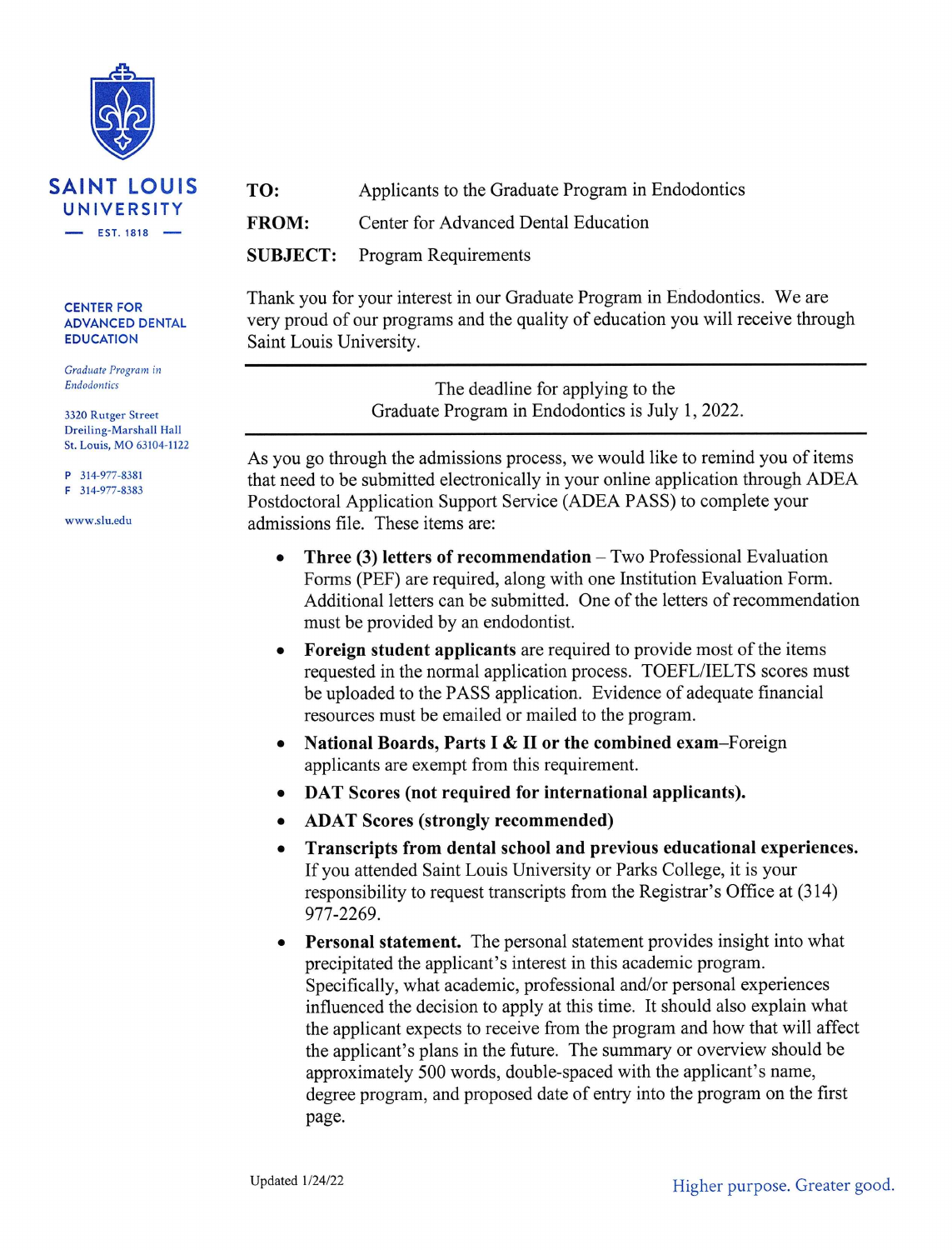**SAINT LOUIS UNIVERSITY**
EST. 1818

**CENTER FOR ADVANCED DENTAL EDUCATION**

*Graduate Program in Endodontics*

3320 Rutger Street
Dreiling-Marshall Hall
St. Louis, MO 63104-1122

P 314-977-8381
F 314-977-8383

www.slu.edu

**TO:** Applicants to the Graduate Program in Endodontics

**FROM:** Center for Advanced Dental Education

**SUBJECT:** Program Requirements

Thank you for your interest in our Graduate Program in Endodontics. We are very proud of our programs and the quality of education you will receive through Saint Louis University.

---

The deadline for applying to the Graduate Program in Endodontics is July 1, 2022.

---

As you go through the admissions process, we would like to remind you of items that need to be submitted electronically in your online application through ADEA Postdoctoral Application Support Service (ADEA PASS) to complete your admissions file. These items are:

- **Three (3) letters of recommendation** – Two Professional Evaluation Forms (PEF) are required, along with one Institution Evaluation Form. Additional letters can be submitted. One of the letters of recommendation must be provided by an endodontist.
- **Foreign student applicants** are required to provide most of the items requested in the normal application process. TOEFL/IELTS scores must be uploaded to the PASS application. Evidence of adequate financial resources must be emailed or mailed to the program.
- **National Boards, Parts I & II or the combined exam**–Foreign applicants are exempt from this requirement.
- **DAT Scores (not required for international applicants).**
- **ADAT Scores (strongly recommended)**
- **Transcripts from dental school and previous educational experiences.** If you attended Saint Louis University or Parks College, it is your responsibility to request transcripts from the Registrar's Office at (314) 977-2269.
- **Personal statement.** The personal statement provides insight into what precipitated the applicant's interest in this academic program. Specifically, what academic, professional and/or personal experiences influenced the decision to apply at this time. It should also explain what the applicant expects to receive from the program and how that will affect the applicant's plans in the future. The summary or overview should be approximately 500 words, double-spaced with the applicant's name, degree program, and proposed date of entry into the program on the first page.

Updated 1/24/22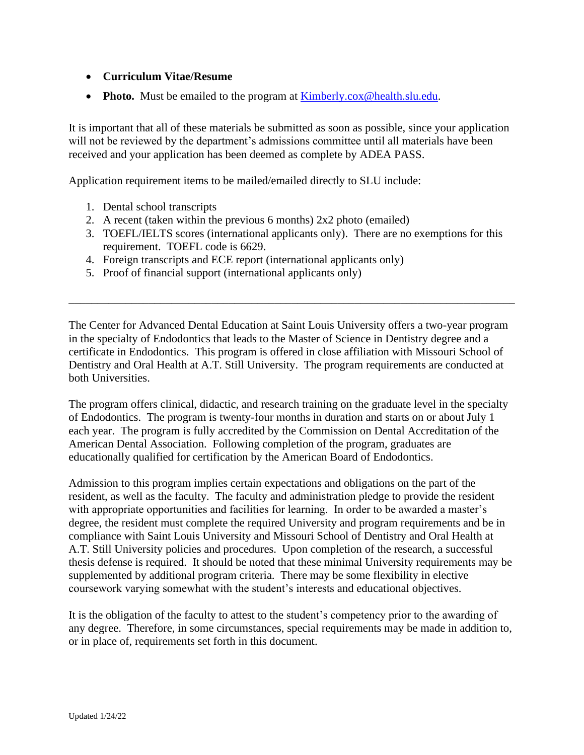- **Curriculum Vitae/Resume**
- **Photo.** Must be emailed to the program at Kimberly.cox@health.slu.edu.

It is important that all of these materials be submitted as soon as possible, since your application will not be reviewed by the department's admissions committee until all materials have been received and your application has been deemed as complete by ADEA PASS.

Application requirement items to be mailed/emailed directly to SLU include:

1. Dental school transcripts
2. A recent (taken within the previous 6 months) 2x2 photo (emailed)
3. TOEFL/IELTS scores (international applicants only). There are no exemptions for this requirement. TOEFL code is 6629.
4. Foreign transcripts and ECE report (international applicants only)
5. Proof of financial support (international applicants only)

---

The Center for Advanced Dental Education at Saint Louis University offers a two-year program in the specialty of Endodontics that leads to the Master of Science in Dentistry degree and a certificate in Endodontics. This program is offered in close affiliation with Missouri School of Dentistry and Oral Health at A.T. Still University. The program requirements are conducted at both Universities.

The program offers clinical, didactic, and research training on the graduate level in the specialty of Endodontics. The program is twenty-four months in duration and starts on or about July 1 each year. The program is fully accredited by the Commission on Dental Accreditation of the American Dental Association. Following completion of the program, graduates are educationally qualified for certification by the American Board of Endodontics.

Admission to this program implies certain expectations and obligations on the part of the resident, as well as the faculty. The faculty and administration pledge to provide the resident with appropriate opportunities and facilities for learning. In order to be awarded a master's degree, the resident must complete the required University and program requirements and be in compliance with Saint Louis University and Missouri School of Dentistry and Oral Health at A.T. Still University policies and procedures. Upon completion of the research, a successful thesis defense is required. It should be noted that these minimal University requirements may be supplemented by additional program criteria. There may be some flexibility in elective coursework varying somewhat with the student's interests and educational objectives.

It is the obligation of the faculty to attest to the student's competency prior to the awarding of any degree. Therefore, in some circumstances, special requirements may be made in addition to, or in place of, requirements set forth in this document.

Updated 1/24/22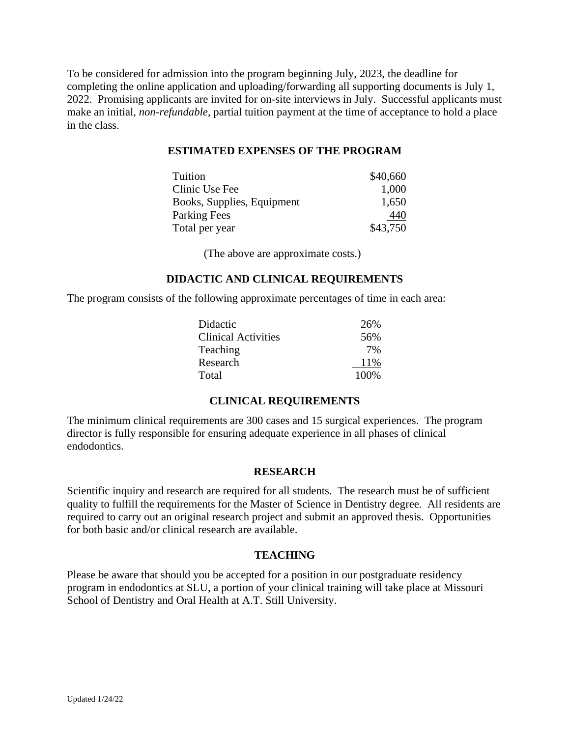To be considered for admission into the program beginning July, 2023, the deadline for completing the online application and uploading/forwarding all supporting documents is July 1, 2022. Promising applicants are invited for on-site interviews in July. Successful applicants must make an initial, *non-refundable*, partial tuition payment at the time of acceptance to hold a place in the class.

## ESTIMATED EXPENSES OF THE PROGRAM

| | |
|---|---|
| Tuition | $40,660 |
| Clinic Use Fee | 1,000 |
| Books, Supplies, Equipment | 1,650 |
| Parking Fees | 440 |
| Total per year | $43,750 |

(The above are approximate costs.)

## DIDACTIC AND CLINICAL REQUIREMENTS

The program consists of the following approximate percentages of time in each area:

| | |
|---|---|
| Didactic | 26% |
| Clinical Activities | 56% |
| Teaching | 7% |
| Research | 11% |
| Total | 100% |

## CLINICAL REQUIREMENTS

The minimum clinical requirements are 300 cases and 15 surgical experiences. The program director is fully responsible for ensuring adequate experience in all phases of clinical endodontics.

## RESEARCH

Scientific inquiry and research are required for all students. The research must be of sufficient quality to fulfill the requirements for the Master of Science in Dentistry degree. All residents are required to carry out an original research project and submit an approved thesis. Opportunities for both basic and/or clinical research are available.

## TEACHING

Please be aware that should you be accepted for a position in our postgraduate residency program in endodontics at SLU, a portion of your clinical training will take place at Missouri School of Dentistry and Oral Health at A.T. Still University.

Updated 1/24/22